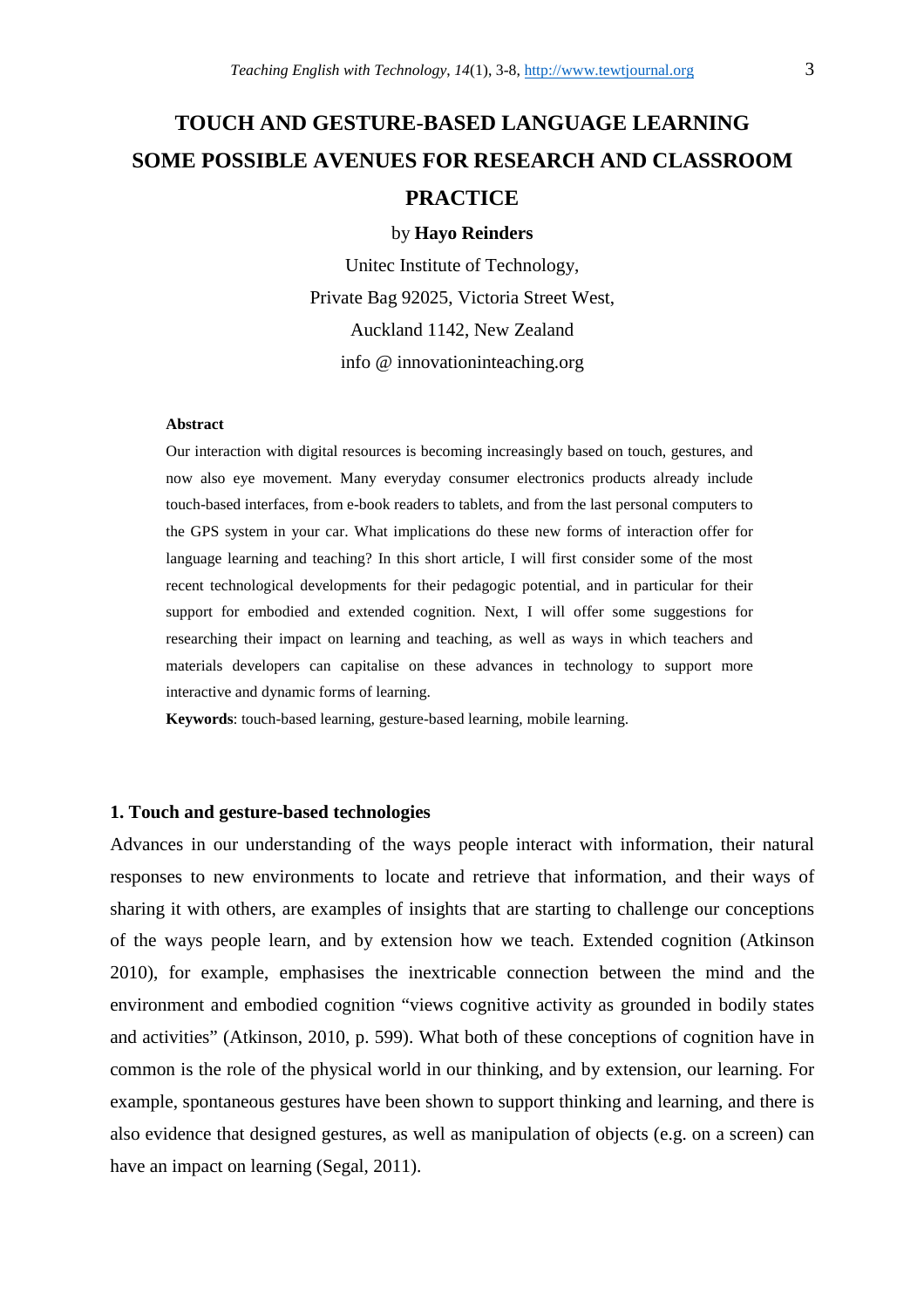# TOUCH AND GESTURE-BASED LANGUAGE LEARNING SOME POSSIBLE AVENUES FOR RESEARCH AND CLASSROOM PRACTICE

by **Hayo Reinders**

Unitec Institute of Technology,

Private Bag 92025, Victoria Street West,

Auckland 1142, New Zealand

info @ innovationinteaching.org

**Abstract**

Our interaction with digital resources is becoming increasingly based on touch, gestures, and now also eye movement. Many everyday consumer electronics products already include touch-based interfaces, from e-book readers to tablets, and from the last personal computers to the GPS system in your car. What implications do these new forms of interaction offer for language learning and teaching? In this short article, I will first consider some of the most recent technological developments for their pedagogic potential, and in particular for their support for embodied and extended cognition. Next, I will offer some suggestions for researching their impact on learning and teaching, as well as ways in which teachers and materials developers can capitalise on these advances in technology to support more interactive and dynamic forms of learning.

**Keywords**: touch-based learning, gesture-based learning, mobile learning.

## 1. Touch and gesture-based technologies

Advances in our understanding of the ways people interact with information, their natural responses to new environments to locate and retrieve that information, and their ways of sharing it with others, are examples of insights that are starting to challenge our conceptions of the ways people learn, and by extension how we teach. Extended cognition (Atkinson 2010), for example, emphasises the inextricable connection between the mind and the environment and embodied cognition "views cognitive activity as grounded in bodily states and activities" (Atkinson, 2010, p. 599). What both of these conceptions of cognition have in common is the role of the physical world in our thinking, and by extension, our learning. For example, spontaneous gestures have been shown to support thinking and learning, and there is also evidence that designed gestures, as well as manipulation of objects (e.g. on a screen) can have an impact on learning (Segal, 2011).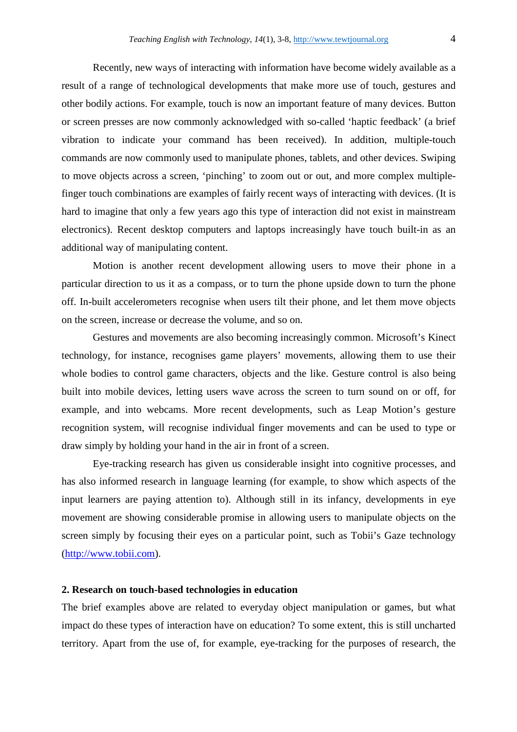Recently, new ways of interacting with information have become widely available as a result of a range of technological developments that make more use of touch, gestures and other bodily actions. For example, touch is now an important feature of many devices. Button or screen presses are now commonly acknowledged with so-called 'haptic feedback' (a brief vibration to indicate your command has been received). In addition, multiple-touch commands are now commonly used to manipulate phones, tablets, and other devices. Swiping to move objects across a screen, 'pinching' to zoom out or out, and more complex multiple-finger touch combinations are examples of fairly recent ways of interacting with devices. (It is hard to imagine that only a few years ago this type of interaction did not exist in mainstream electronics). Recent desktop computers and laptops increasingly have touch built-in as an additional way of manipulating content.

Motion is another recent development allowing users to move their phone in a particular direction to us it as a compass, or to turn the phone upside down to turn the phone off. In-built accelerometers recognise when users tilt their phone, and let them move objects on the screen, increase or decrease the volume, and so on.

Gestures and movements are also becoming increasingly common. Microsoft's Kinect technology, for instance, recognises game players' movements, allowing them to use their whole bodies to control game characters, objects and the like. Gesture control is also being built into mobile devices, letting users wave across the screen to turn sound on or off, for example, and into webcams. More recent developments, such as Leap Motion's gesture recognition system, will recognise individual finger movements and can be used to type or draw simply by holding your hand in the air in front of a screen.

Eye-tracking research has given us considerable insight into cognitive processes, and has also informed research in language learning (for example, to show which aspects of the input learners are paying attention to). Although still in its infancy, developments in eye movement are showing considerable promise in allowing users to manipulate objects on the screen simply by focusing their eyes on a particular point, such as Tobii's Gaze technology (http://www.tobii.com).

## 2. Research on touch-based technologies in education

The brief examples above are related to everyday object manipulation or games, but what impact do these types of interaction have on education? To some extent, this is still uncharted territory. Apart from the use of, for example, eye-tracking for the purposes of research, the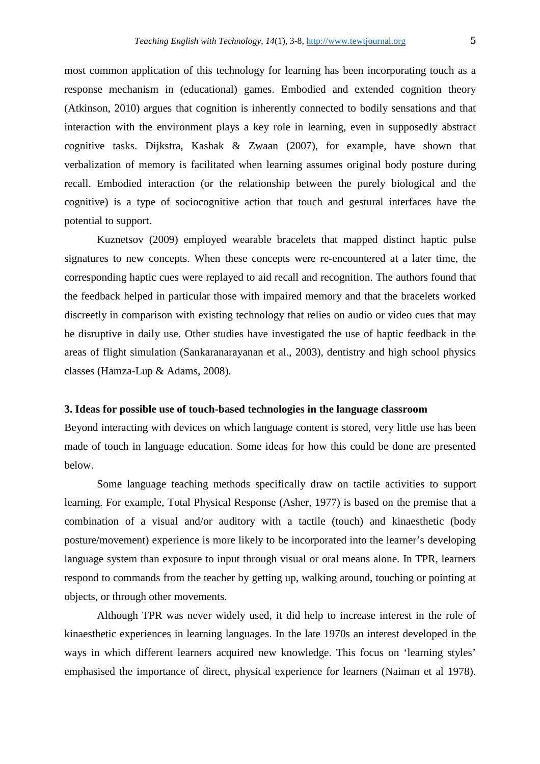most common application of this technology for learning has been incorporating touch as a response mechanism in (educational) games. Embodied and extended cognition theory (Atkinson, 2010) argues that cognition is inherently connected to bodily sensations and that interaction with the environment plays a key role in learning, even in supposedly abstract cognitive tasks. Dijkstra, Kashak & Zwaan (2007), for example, have shown that verbalization of memory is facilitated when learning assumes original body posture during recall. Embodied interaction (or the relationship between the purely biological and the cognitive) is a type of sociocognitive action that touch and gestural interfaces have the potential to support.

Kuznetsov (2009) employed wearable bracelets that mapped distinct haptic pulse signatures to new concepts. When these concepts were re-encountered at a later time, the corresponding haptic cues were replayed to aid recall and recognition. The authors found that the feedback helped in particular those with impaired memory and that the bracelets worked discreetly in comparison with existing technology that relies on audio or video cues that may be disruptive in daily use. Other studies have investigated the use of haptic feedback in the areas of flight simulation (Sankaranarayanan et al., 2003), dentistry and high school physics classes (Hamza-Lup & Adams, 2008).

### 3. Ideas for possible use of touch-based technologies in the language classroom

Beyond interacting with devices on which language content is stored, very little use has been made of touch in language education. Some ideas for how this could be done are presented below.

Some language teaching methods specifically draw on tactile activities to support learning. For example, Total Physical Response (Asher, 1977) is based on the premise that a combination of a visual and/or auditory with a tactile (touch) and kinaesthetic (body posture/movement) experience is more likely to be incorporated into the learner's developing language system than exposure to input through visual or oral means alone. In TPR, learners respond to commands from the teacher by getting up, walking around, touching or pointing at objects, or through other movements.

Although TPR was never widely used, it did help to increase interest in the role of kinaesthetic experiences in learning languages. In the late 1970s an interest developed in the ways in which different learners acquired new knowledge. This focus on 'learning styles' emphasised the importance of direct, physical experience for learners (Naiman et al 1978).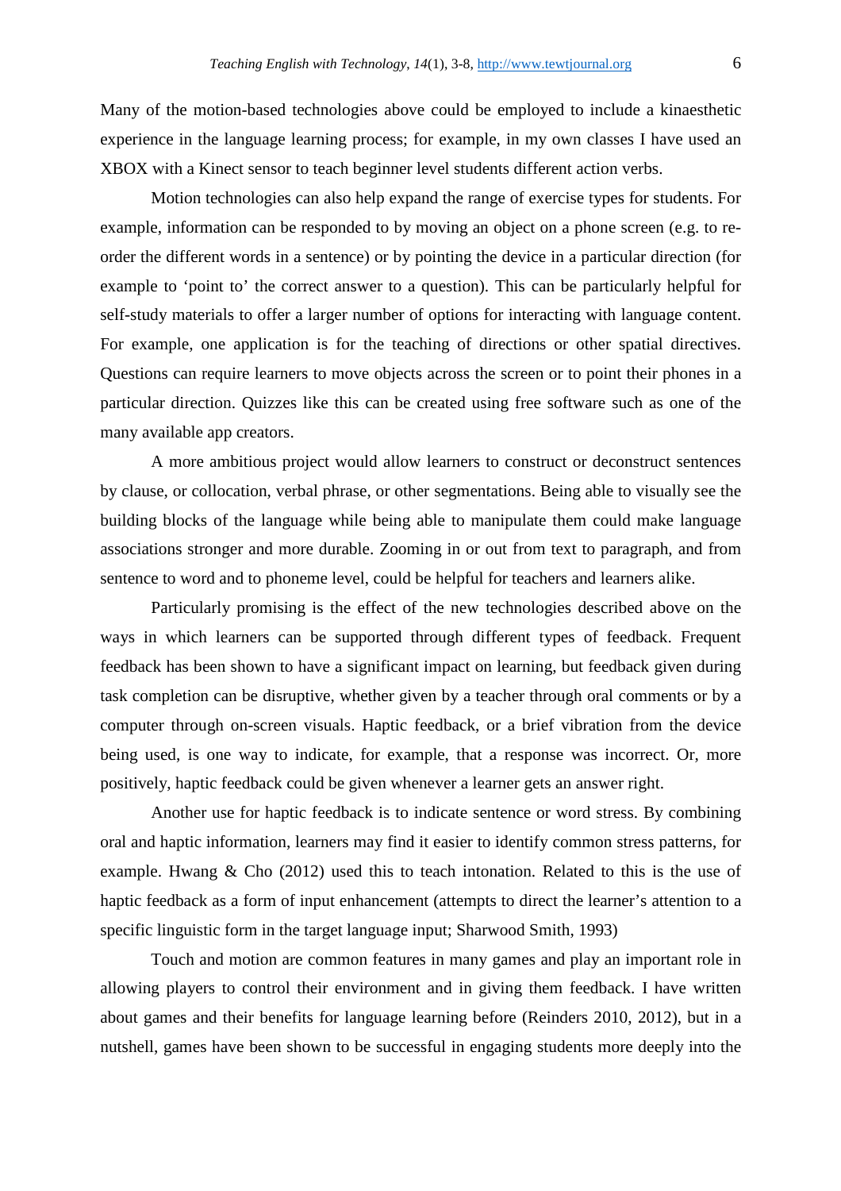Many of the motion-based technologies above could be employed to include a kinaesthetic experience in the language learning process; for example, in my own classes I have used an XBOX with a Kinect sensor to teach beginner level students different action verbs.

Motion technologies can also help expand the range of exercise types for students. For example, information can be responded to by moving an object on a phone screen (e.g. to re-order the different words in a sentence) or by pointing the device in a particular direction (for example to 'point to' the correct answer to a question). This can be particularly helpful for self-study materials to offer a larger number of options for interacting with language content. For example, one application is for the teaching of directions or other spatial directives. Questions can require learners to move objects across the screen or to point their phones in a particular direction. Quizzes like this can be created using free software such as one of the many available app creators.

A more ambitious project would allow learners to construct or deconstruct sentences by clause, or collocation, verbal phrase, or other segmentations. Being able to visually see the building blocks of the language while being able to manipulate them could make language associations stronger and more durable. Zooming in or out from text to paragraph, and from sentence to word and to phoneme level, could be helpful for teachers and learners alike.

Particularly promising is the effect of the new technologies described above on the ways in which learners can be supported through different types of feedback. Frequent feedback has been shown to have a significant impact on learning, but feedback given during task completion can be disruptive, whether given by a teacher through oral comments or by a computer through on-screen visuals. Haptic feedback, or a brief vibration from the device being used, is one way to indicate, for example, that a response was incorrect. Or, more positively, haptic feedback could be given whenever a learner gets an answer right.

Another use for haptic feedback is to indicate sentence or word stress. By combining oral and haptic information, learners may find it easier to identify common stress patterns, for example. Hwang & Cho (2012) used this to teach intonation. Related to this is the use of haptic feedback as a form of input enhancement (attempts to direct the learner's attention to a specific linguistic form in the target language input; Sharwood Smith, 1993)

Touch and motion are common features in many games and play an important role in allowing players to control their environment and in giving them feedback. I have written about games and their benefits for language learning before (Reinders 2010, 2012), but in a nutshell, games have been shown to be successful in engaging students more deeply into the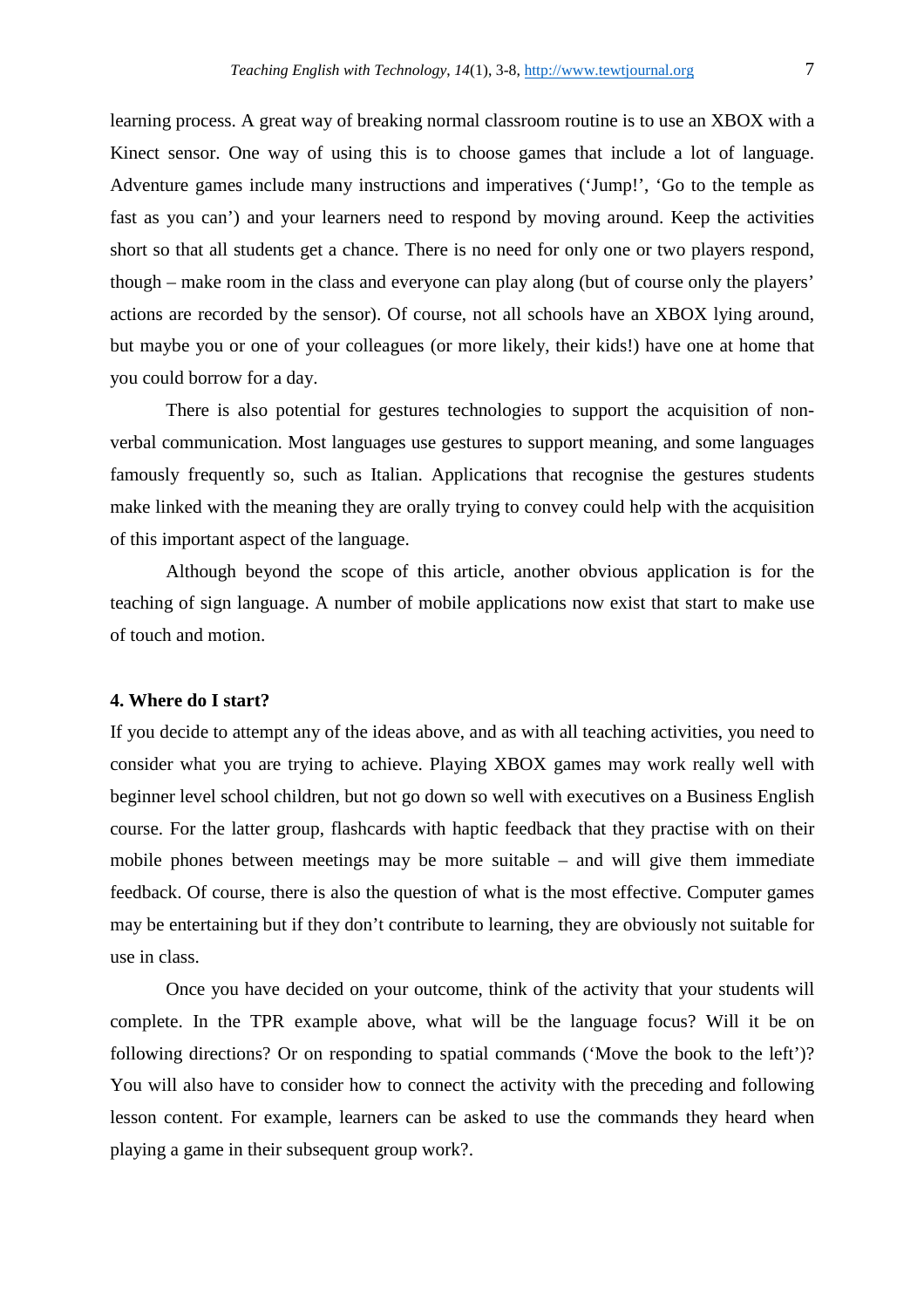learning process. A great way of breaking normal classroom routine is to use an XBOX with a Kinect sensor. One way of using this is to choose games that include a lot of language. Adventure games include many instructions and imperatives ('Jump!', 'Go to the temple as fast as you can') and your learners need to respond by moving around. Keep the activities short so that all students get a chance. There is no need for only one or two players respond, though – make room in the class and everyone can play along (but of course only the players' actions are recorded by the sensor). Of course, not all schools have an XBOX lying around, but maybe you or one of your colleagues (or more likely, their kids!) have one at home that you could borrow for a day.

There is also potential for gestures technologies to support the acquisition of non-verbal communication. Most languages use gestures to support meaning, and some languages famously frequently so, such as Italian. Applications that recognise the gestures students make linked with the meaning they are orally trying to convey could help with the acquisition of this important aspect of the language.

Although beyond the scope of this article, another obvious application is for the teaching of sign language. A number of mobile applications now exist that start to make use of touch and motion.

## 4. Where do I start?

If you decide to attempt any of the ideas above, and as with all teaching activities, you need to consider what you are trying to achieve. Playing XBOX games may work really well with beginner level school children, but not go down so well with executives on a Business English course. For the latter group, flashcards with haptic feedback that they practise with on their mobile phones between meetings may be more suitable – and will give them immediate feedback. Of course, there is also the question of what is the most effective. Computer games may be entertaining but if they don't contribute to learning, they are obviously not suitable for use in class.

Once you have decided on your outcome, think of the activity that your students will complete. In the TPR example above, what will be the language focus? Will it be on following directions? Or on responding to spatial commands ('Move the book to the left')? You will also have to consider how to connect the activity with the preceding and following lesson content. For example, learners can be asked to use the commands they heard when playing a game in their subsequent group work?.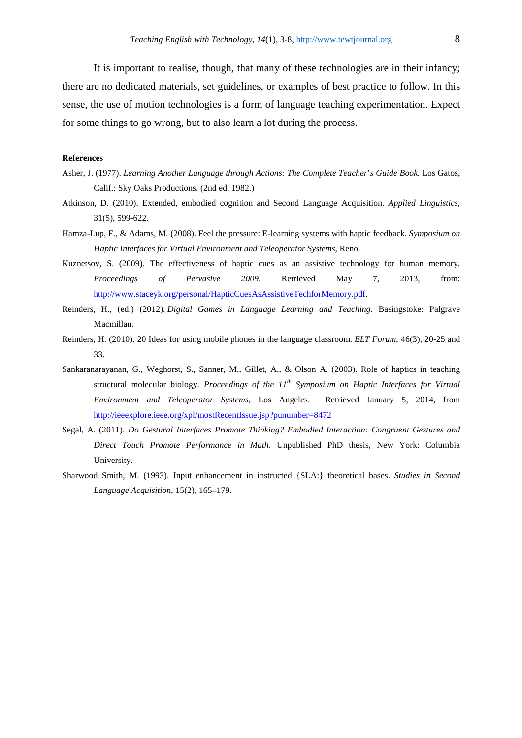It is important to realise, though, that many of these technologies are in their infancy; there are no dedicated materials, set guidelines, or examples of best practice to follow. In this sense, the use of motion technologies is a form of language teaching experimentation. Expect for some things to go wrong, but to also learn a lot during the process.

**References**

Asher, J. (1977). *Learning Another Language through Actions: The Complete Teacher's Guide Book.* Los Gatos, Calif.: Sky Oaks Productions. (2nd ed. 1982.)

Atkinson, D. (2010). Extended, embodied cognition and Second Language Acquisition. *Applied Linguistics*, 31(5), 599-622.

Hamza-Lup, F., & Adams, M. (2008). Feel the pressure: E-learning systems with haptic feedback. *Symposium on Haptic Interfaces for Virtual Environment and Teleoperator Systems*, Reno.

Kuznetsov, S. (2009). The effectiveness of haptic cues as an assistive technology for human memory. *Proceedings of Pervasive 2009*. Retrieved May 7, 2013, from: http://www.staceyk.org/personal/HapticCuesAsAssistiveTechforMemory.pdf.

Reinders, H., (ed.) (2012). *Digital Games in Language Learning and Teaching*. Basingstoke: Palgrave Macmillan.

Reinders, H. (2010). 20 Ideas for using mobile phones in the language classroom. *ELT Forum*, 46(3), 20-25 and 33.

Sankaranarayanan, G., Weghorst, S., Sanner, M., Gillet, A., & Olson A. (2003). Role of haptics in teaching structural molecular biology. *Proceedings of the 11th Symposium on Haptic Interfaces for Virtual Environment and Teleoperator Systems*, Los Angeles. Retrieved January 5, 2014, from http://ieeexplore.ieee.org/xpl/mostRecentIssue.jsp?punumber=8472

Segal, A. (2011). *Do Gestural Interfaces Promote Thinking? Embodied Interaction: Congruent Gestures and Direct Touch Promote Performance in Math*. Unpublished PhD thesis, New York: Columbia University.

Sharwood Smith, M. (1993). Input enhancement in instructed {SLA:} theoretical bases. *Studies in Second Language Acquisition*, 15(2), 165–179.